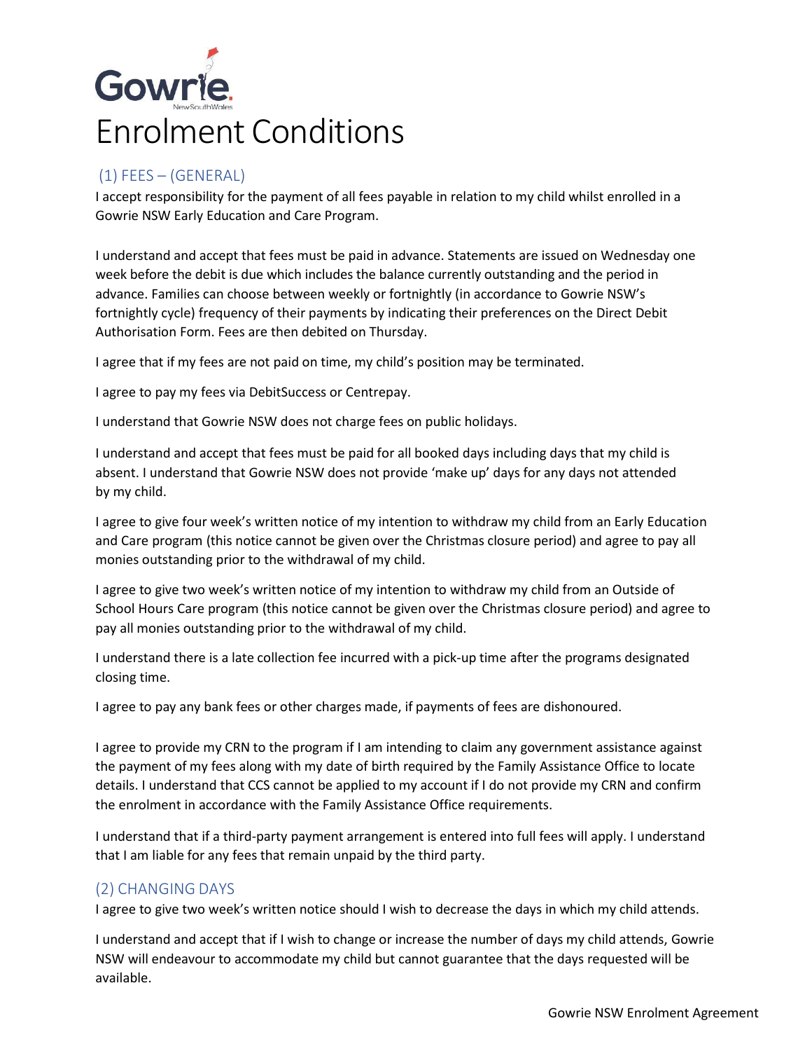Gowrie NewSouthWales

# Enrolment Conditions

## (1) FEES – (GENERAL)

I accept responsibility for the payment of all fees payable in relation to my child whilst enrolled in a Gowrie NSW Early Education and Care Program.

I understand and accept that fees must be paid in advance. Statements are issued on Wednesday one week before the debit is due which includes the balance currently outstanding and the period in advance. Families can choose between weekly or fortnightly (in accordance to Gowrie NSW's fortnightly cycle) frequency of their payments by indicating their preferences on the Direct Debit Authorisation Form. Fees are then debited on Thursday.

I agree that if my fees are not paid on time, my child's position may be terminated.

I agree to pay my fees via DebitSuccess or Centrepay.

I understand that Gowrie NSW does not charge fees on public holidays.

I understand and accept that fees must be paid for all booked days including days that my child is absent. I understand that Gowrie NSW does not provide 'make up' days for any days not attended by my child.

I agree to give four week's written notice of my intention to withdraw my child from an Early Education and Care program (this notice cannot be given over the Christmas closure period) and agree to pay all monies outstanding prior to the withdrawal of my child.

I agree to give two week's written notice of my intention to withdraw my child from an Outside of School Hours Care program (this notice cannot be given over the Christmas closure period) and agree to pay all monies outstanding prior to the withdrawal of my child.

I understand there is a late collection fee incurred with a pick-up time after the programs designated closing time.

I agree to pay any bank fees or other charges made, if payments of fees are dishonoured.

I agree to provide my CRN to the program if I am intending to claim any government assistance against the payment of my fees along with my date of birth required by the Family Assistance Office to locate details. I understand that CCS cannot be applied to my account if I do not provide my CRN and confirm the enrolment in accordance with the Family Assistance Office requirements.

I understand that if a third-party payment arrangement is entered into full fees will apply. I understand that I am liable for any fees that remain unpaid by the third party.

## (2) CHANGING DAYS

I agree to give two week's written notice should I wish to decrease the days in which my child attends.

I understand and accept that if I wish to change or increase the number of days my child attends, Gowrie NSW will endeavour to accommodate my child but cannot guarantee that the days requested will be available.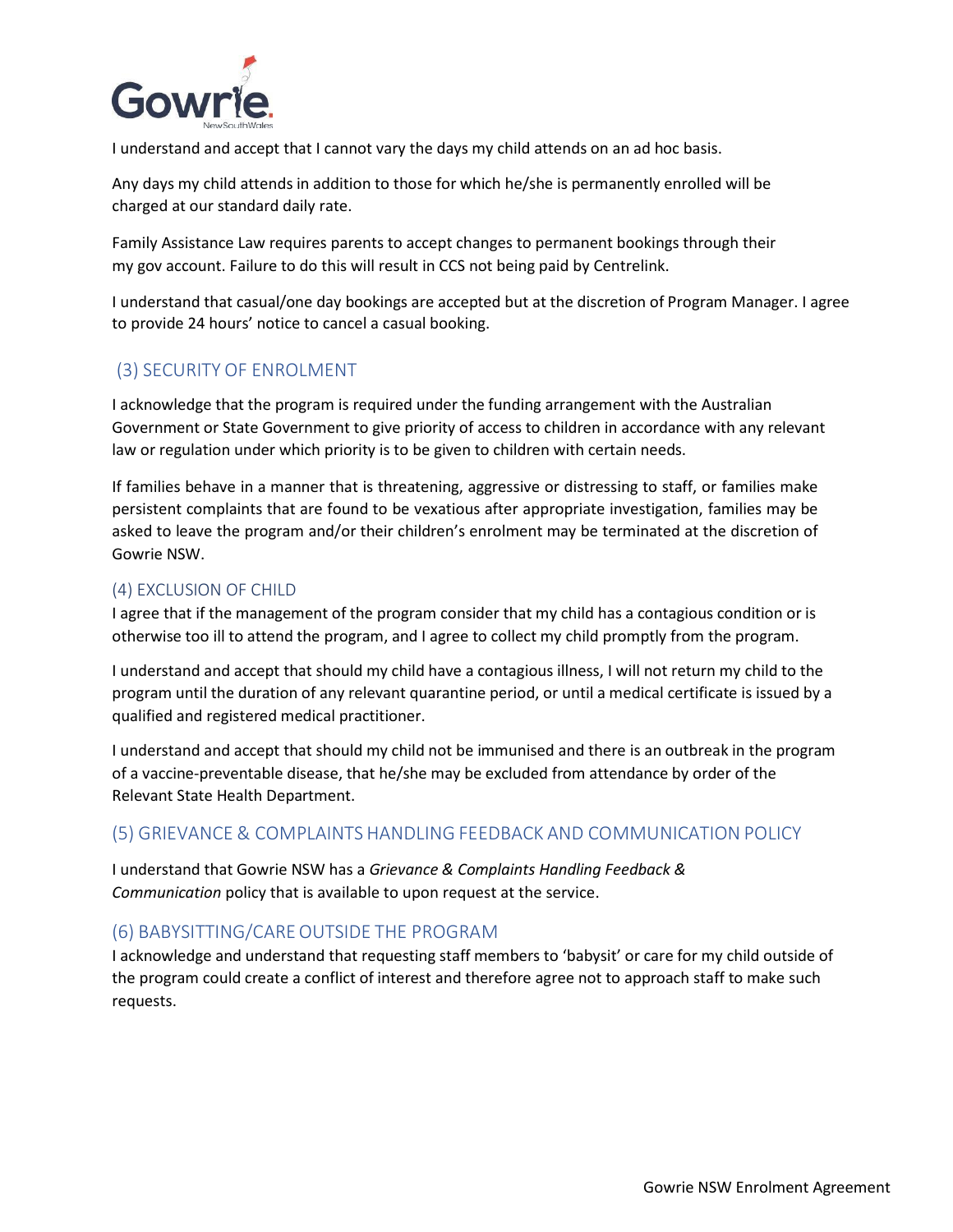I understand and accept that I cannot vary the days my child attends on an ad hoc basis.

Any days my child attends in addition to those for which he/she is permanently enrolled will be charged at our standard daily rate.

Family Assistance Law requires parents to accept changes to permanent bookings through their my gov account. Failure to do this will result in CCS not being paid by Centrelink.

I understand that casual/one day bookings are accepted but at the discretion of Program Manager. I agree to provide 24 hours' notice to cancel a casual booking.

## (3) SECURITY OF ENROLMENT

I acknowledge that the program is required under the funding arrangement with the Australian Government or State Government to give priority of access to children in accordance with any relevant law or regulation under which priority is to be given to children with certain needs.

If families behave in a manner that is threatening, aggressive or distressing to staff, or families make persistent complaints that are found to be vexatious after appropriate investigation, families may be asked to leave the program and/or their children's enrolment may be terminated at the discretion of Gowrie NSW.

## (4) EXCLUSION OF CHILD

I agree that if the management of the program consider that my child has a contagious condition or is otherwise too ill to attend the program, and I agree to collect my child promptly from the program.

I understand and accept that should my child have a contagious illness, I will not return my child to the program until the duration of any relevant quarantine period, or until a medical certificate is issued by a qualified and registered medical practitioner.

I understand and accept that should my child not be immunised and there is an outbreak in the program of a vaccine-preventable disease, that he/she may be excluded from attendance by order of the Relevant State Health Department.

## (5) GRIEVANCE & COMPLAINTS HANDLING FEEDBACK AND COMMUNICATION POLICY

I understand that Gowrie NSW has a *Grievance & Complaints Handling Feedback & Communication* policy that is available to upon request at the service.

## (6) BABYSITTING/CARE OUTSIDE THE PROGRAM

I acknowledge and understand that requesting staff members to 'babysit' or care for my child outside of the program could create a conflict of interest and therefore agree not to approach staff to make such requests.